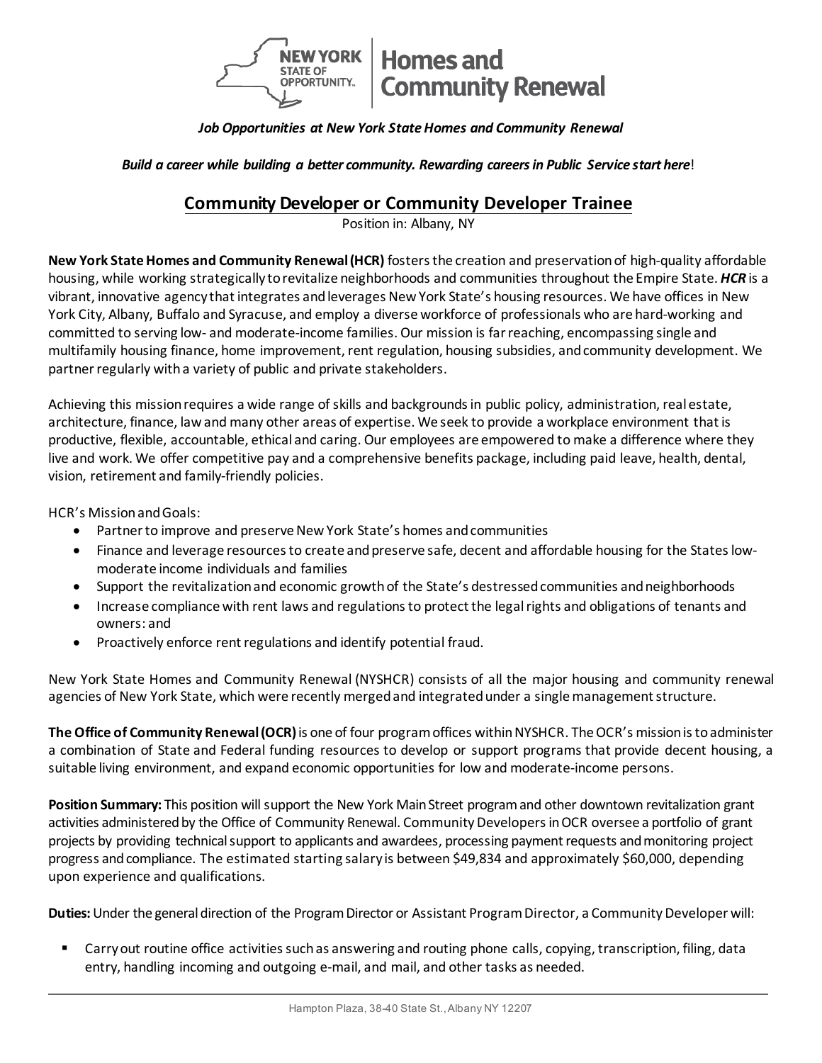*Job Opportunities at New York State Homes and Community Renewal*

***Build a career while building a better community. Rewarding careers in Public Service start here***!

## Community Developer or Community Developer Trainee

Position in: Albany, NY

**New York State Homes and Community Renewal (HCR)** fosters the creation and preservation of high-quality affordable housing, while working strategically to revitalize neighborhoods and communities throughout the Empire State. ***HCR*** is a vibrant, innovative agency that integrates and leverages New York State's housing resources. We have offices in New York City, Albany, Buffalo and Syracuse, and employ a diverse workforce of professionals who are hard-working and committed to serving low- and moderate-income families. Our mission is far reaching, encompassing single and multifamily housing finance, home improvement, rent regulation, housing subsidies, and community development. We partner regularly with a variety of public and private stakeholders.

Achieving this mission requires a wide range of skills and backgrounds in public policy, administration, real estate, architecture, finance, law and many other areas of expertise. We seek to provide a workplace environment that is productive, flexible, accountable, ethical and caring. Our employees are empowered to make a difference where they live and work. We offer competitive pay and a comprehensive benefits package, including paid leave, health, dental, vision, retirement and family-friendly policies.

HCR's Mission and Goals:

- Partner to improve and preserve New York State's homes and communities
- Finance and leverage resources to create and preserve safe, decent and affordable housing for the States low-moderate income individuals and families
- Support the revitalization and economic growth of the State's destressed communities and neighborhoods
- Increase compliance with rent laws and regulations to protect the legal rights and obligations of tenants and owners: and
- Proactively enforce rent regulations and identify potential fraud.

New York State Homes and Community Renewal (NYSHCR) consists of all the major housing and community renewal agencies of New York State, which were recently merged and integrated under a single management structure.

**The Office of Community Renewal (OCR)** is one of four program offices within NYSHCR. The OCR's mission is to administer a combination of State and Federal funding resources to develop or support programs that provide decent housing, a suitable living environment, and expand economic opportunities for low and moderate-income persons.

**Position Summary:** This position will support the New York Main Street program and other downtown revitalization grant activities administered by the Office of Community Renewal. Community Developers in OCR oversee a portfolio of grant projects by providing technical support to applicants and awardees, processing payment requests and monitoring project progress and compliance. The estimated starting salary is between $49,834 and approximately $60,000, depending upon experience and qualifications.

**Duties:** Under the general direction of the Program Director or Assistant Program Director, a Community Developer will:

- Carry out routine office activities such as answering and routing phone calls, copying, transcription, filing, data entry, handling incoming and outgoing e-mail, and mail, and other tasks as needed.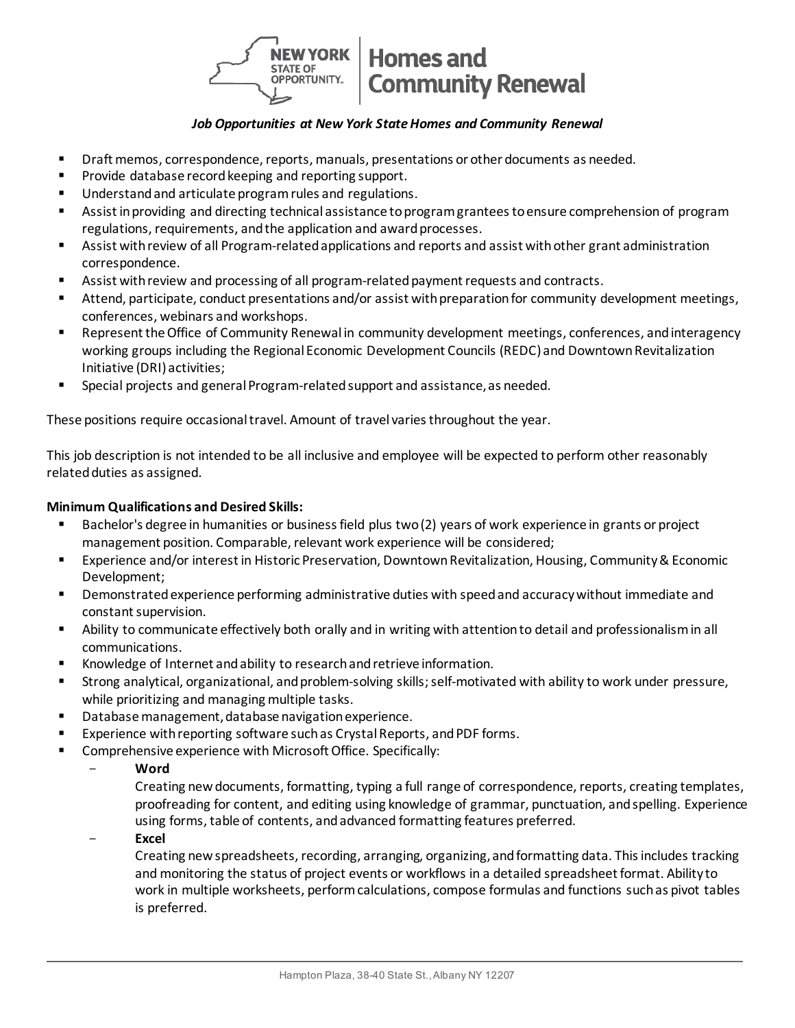*Job Opportunities at New York State Homes and Community Renewal*

- Draft memos, correspondence, reports, manuals, presentations or other documents as needed.
- Provide database record keeping and reporting support.
- Understand and articulate program rules and regulations.
- Assist in providing and directing technical assistance to program grantees to ensure comprehension of program regulations, requirements, and the application and award processes.
- Assist with review of all Program-related applications and reports and assist with other grant administration correspondence.
- Assist with review and processing of all program-related payment requests and contracts.
- Attend, participate, conduct presentations and/or assist with preparation for community development meetings, conferences, webinars and workshops.
- Represent the Office of Community Renewal in community development meetings, conferences, and interagency working groups including the Regional Economic Development Councils (REDC) and Downtown Revitalization Initiative (DRI) activities;
- Special projects and general Program-related support and assistance, as needed.

These positions require occasional travel. Amount of travel varies throughout the year.

This job description is not intended to be all inclusive and employee will be expected to perform other reasonably related duties as assigned.

**Minimum Qualifications and Desired Skills:**

- Bachelor's degree in humanities or business field plus two (2) years of work experience in grants or project management position. Comparable, relevant work experience will be considered;
- Experience and/or interest in Historic Preservation, Downtown Revitalization, Housing, Community & Economic Development;
- Demonstrated experience performing administrative duties with speed and accuracy without immediate and constant supervision.
- Ability to communicate effectively both orally and in writing with attention to detail and professionalism in all communications.
- Knowledge of Internet and ability to research and retrieve information.
- Strong analytical, organizational, and problem-solving skills; self-motivated with ability to work under pressure, while prioritizing and managing multiple tasks.
- Database management, database navigation experience.
- Experience with reporting software such as Crystal Reports, and PDF forms.
- Comprehensive experience with Microsoft Office. Specifically:
  - **Word**
    Creating new documents, formatting, typing a full range of correspondence, reports, creating templates, proofreading for content, and editing using knowledge of grammar, punctuation, and spelling. Experience using forms, table of contents, and advanced formatting features preferred.
  - **Excel**
    Creating new spreadsheets, recording, arranging, organizing, and formatting data. This includes tracking and monitoring the status of project events or workflows in a detailed spreadsheet format. Ability to work in multiple worksheets, perform calculations, compose formulas and functions such as pivot tables is preferred.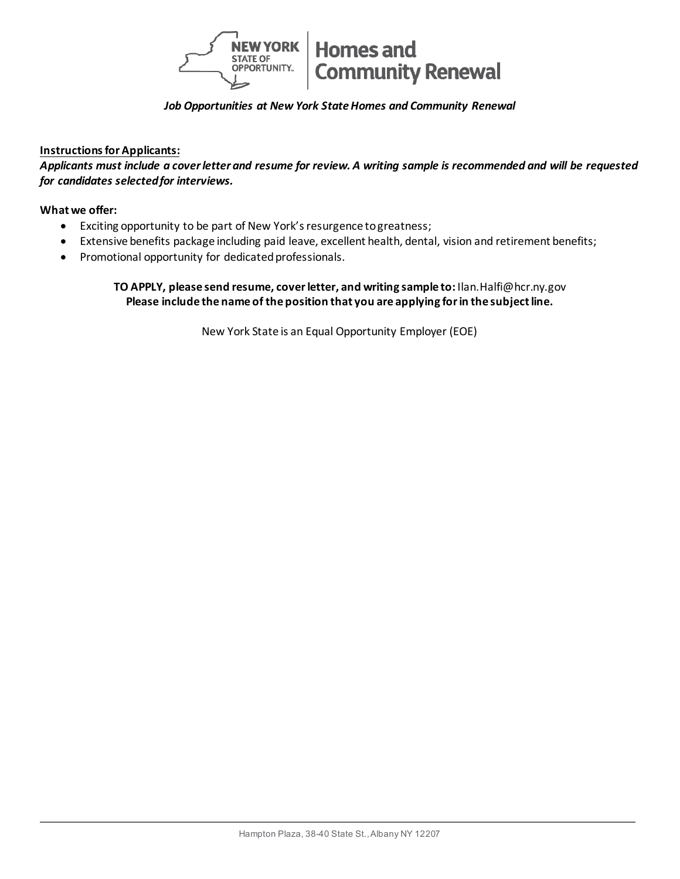*Job Opportunities at New York State Homes and Community Renewal*

**Instructions for Applicants:**

***Applicants must include a cover letter and resume for review. A writing sample is recommended and will be requested for candidates selected for interviews.***

**What we offer:**

- Exciting opportunity to be part of New York's resurgence to greatness;
- Extensive benefits package including paid leave, excellent health, dental, vision and retirement benefits;
- Promotional opportunity for dedicated professionals.

**TO APPLY, please send resume, cover letter, and writing sample to:** Ilan.Halfi@hcr.ny.gov
**Please include the name of the position that you are applying for in the subject line.**

New York State is an Equal Opportunity Employer (EOE)

Hampton Plaza, 38-40 State St., Albany NY 12207